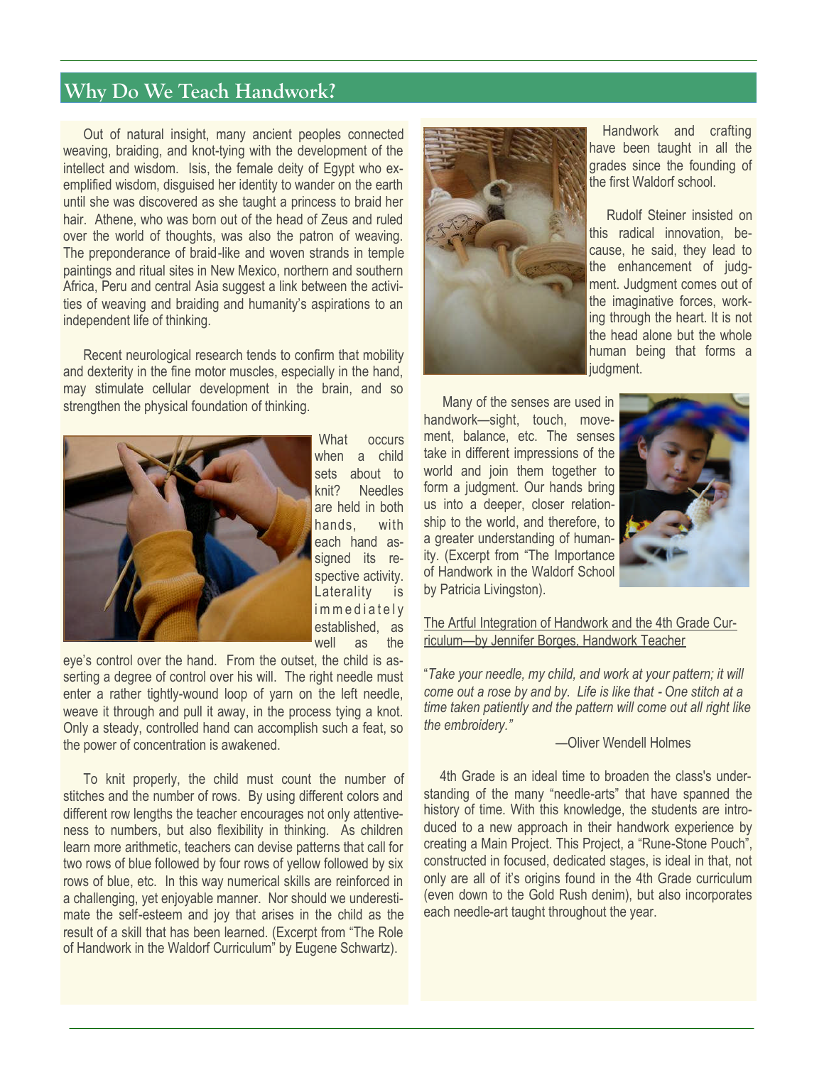## Why Do We Teach Handwork?

Out of natural insight, many ancient peoples connected weaving, braiding, and knot-tying with the development of the intellect and wisdom. Isis, the female deity of Egypt who exemplified wisdom, disguised her identity to wander on the earth until she was discovered as she taught a princess to braid her hair. Athene, who was born out of the head of Zeus and ruled over the world of thoughts, was also the patron of weaving. The preponderance of braid-like and woven strands in temple paintings and ritual sites in New Mexico, northern and southern Africa, Peru and central Asia suggest a link between the activities of weaving and braiding and humanity's aspirations to an independent life of thinking.

Recent neurological research tends to confirm that mobility and dexterity in the fine motor muscles, especially in the hand, may stimulate cellular development in the brain, and so strengthen the physical foundation of thinking.

What occurs when a child sets about to knit? Needles are held in both hands, with each hand assigned its respective activity. Laterality is immediately established, as well as the eye's control over the hand. From the outset, the child is asserting a degree of control over his will. The right needle must enter a rather tightly-wound loop of yarn on the left needle, weave it through and pull it away, in the process tying a knot. Only a steady, controlled hand can accomplish such a feat, so the power of concentration is awakened.

To knit properly, the child must count the number of stitches and the number of rows. By using different colors and different row lengths the teacher encourages not only attentiveness to numbers, but also flexibility in thinking. As children learn more arithmetic, teachers can devise patterns that call for two rows of blue followed by four rows of yellow followed by six rows of blue, etc. In this way numerical skills are reinforced in a challenging, yet enjoyable manner. Nor should we underestimate the self-esteem and joy that arises in the child as the result of a skill that has been learned. (Excerpt from "The Role of Handwork in the Waldorf Curriculum" by Eugene Schwartz).

Handwork and crafting have been taught in all the grades since the founding of the first Waldorf school.

Rudolf Steiner insisted on this radical innovation, because, he said, they lead to the enhancement of judgment. Judgment comes out of the imaginative forces, working through the heart. It is not the head alone but the whole human being that forms a judgment.

Many of the senses are used in handwork—sight, touch, movement, balance, etc. The senses take in different impressions of the world and join them together to form a judgment. Our hands bring us into a deeper, closer relationship to the world, and therefore, to a greater understanding of humanity. (Excerpt from "The Importance of Handwork in the Waldorf School by Patricia Livingston).

The Artful Integration of Handwork and the 4th Grade Curriculum—by Jennifer Borges, Handwork Teacher

"*Take your needle, my child, and work at your pattern; it will come out a rose by and by. Life is like that - One stitch at a time taken patiently and the pattern will come out all right like the embroidery."*

—Oliver Wendell Holmes

4th Grade is an ideal time to broaden the class's understanding of the many "needle-arts" that have spanned the history of time. With this knowledge, the students are introduced to a new approach in their handwork experience by creating a Main Project. This Project, a "Rune-Stone Pouch", constructed in focused, dedicated stages, is ideal in that, not only are all of it's origins found in the 4th Grade curriculum (even down to the Gold Rush denim), but also incorporates each needle-art taught throughout the year.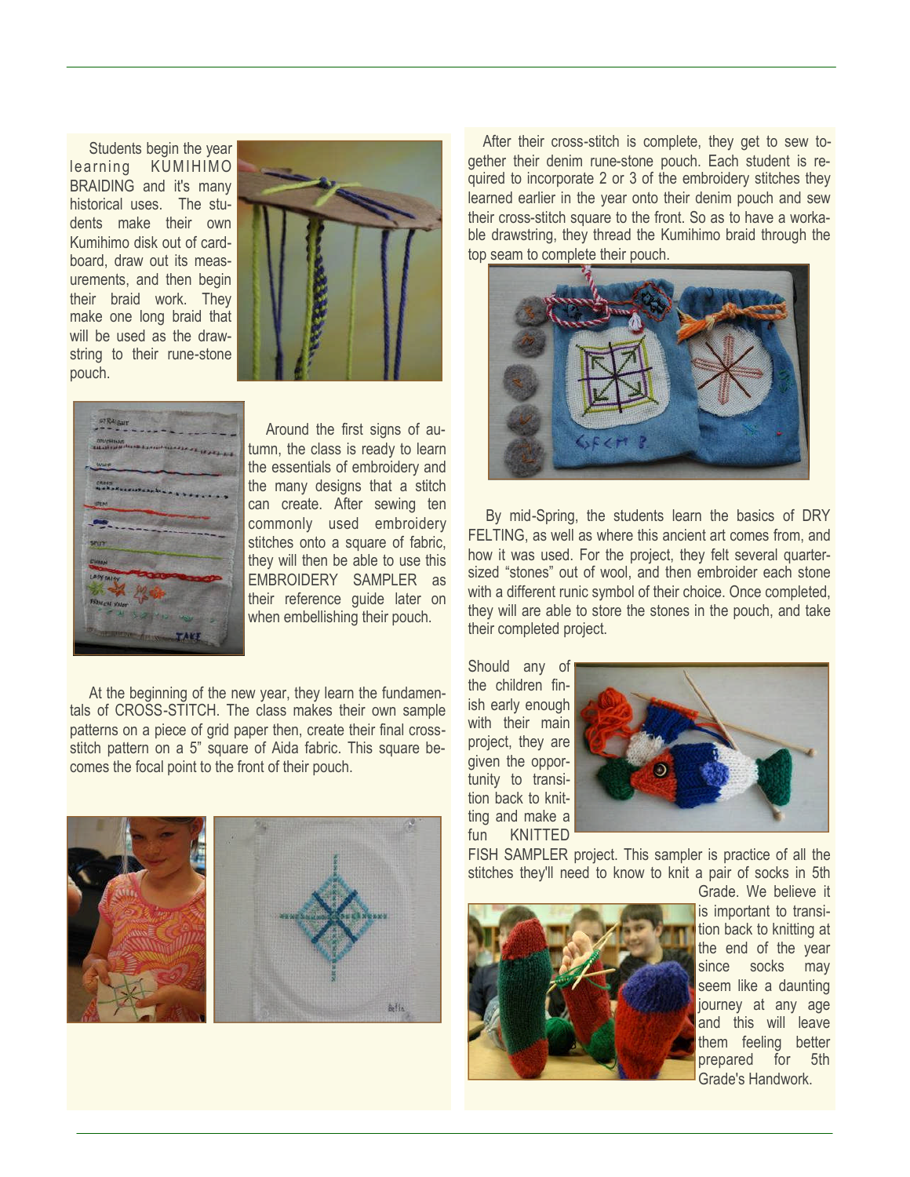Students begin the year learning KUMIHIMO BRAIDING and it's many historical uses. The students make their own Kumihimo disk out of cardboard, draw out its measurements, and then begin their braid work. They make one long braid that will be used as the drawstring to their rune-stone pouch.

Around the first signs of autumn, the class is ready to learn the essentials of embroidery and the many designs that a stitch can create. After sewing ten commonly used embroidery stitches onto a square of fabric, they will then be able to use this EMBROIDERY SAMPLER as their reference guide later on when embellishing their pouch.

At the beginning of the new year, they learn the fundamentals of CROSS-STITCH. The class makes their own sample patterns on a piece of grid paper then, create their final cross-stitch pattern on a 5" square of Aida fabric. This square becomes the focal point to the front of their pouch.

After their cross-stitch is complete, they get to sew together their denim rune-stone pouch. Each student is required to incorporate 2 or 3 of the embroidery stitches they learned earlier in the year onto their denim pouch and sew their cross-stitch square to the front. So as to have a workable drawstring, they thread the Kumihimo braid through the top seam to complete their pouch.

By mid-Spring, the students learn the basics of DRY FELTING, as well as where this ancient art comes from, and how it was used. For the project, they felt several quarter-sized "stones" out of wool, and then embroider each stone with a different runic symbol of their choice. Once completed, they will are able to store the stones in the pouch, and take their completed project.

Should any of the children finish early enough with their main project, they are given the opportunity to transition back to knitting and make a fun KNITTED FISH SAMPLER project. This sampler is practice of all the stitches they'll need to know to knit a pair of socks in 5th Grade. We believe it is important to transition back to knitting at the end of the year since socks may seem like a daunting journey at any age and this will leave them feeling better prepared for 5th Grade's Handwork.